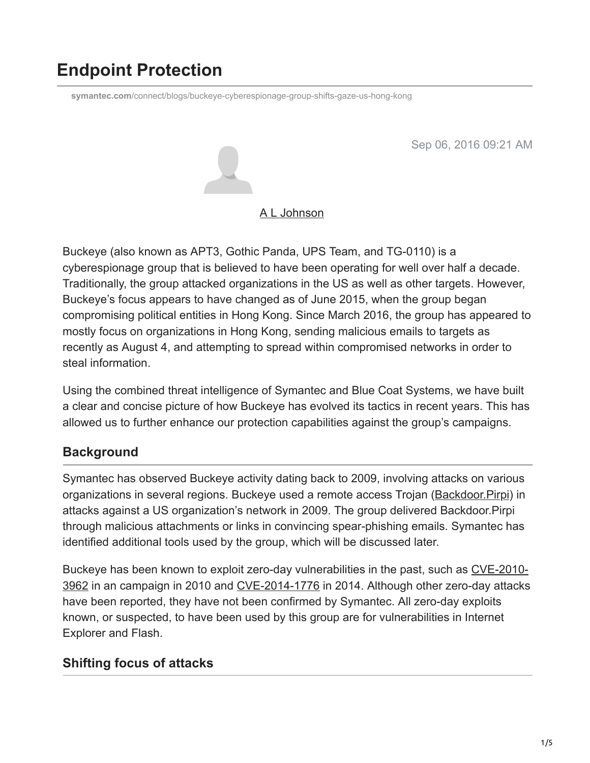# Endpoint Protection

symantec.com/connect/blogs/buckeye-cyberespionage-group-shifts-gaze-us-hong-kong

Sep 06, 2016 09:21 AM

A L Johnson

Buckeye (also known as APT3, Gothic Panda, UPS Team, and TG-0110) is a cyberespionage group that is believed to have been operating for well over half a decade. Traditionally, the group attacked organizations in the US as well as other targets. However, Buckeye's focus appears to have changed as of June 2015, when the group began compromising political entities in Hong Kong. Since March 2016, the group has appeared to mostly focus on organizations in Hong Kong, sending malicious emails to targets as recently as August 4, and attempting to spread within compromised networks in order to steal information.

Using the combined threat intelligence of Symantec and Blue Coat Systems, we have built a clear and concise picture of how Buckeye has evolved its tactics in recent years. This has allowed us to further enhance our protection capabilities against the group's campaigns.

## Background

Symantec has observed Buckeye activity dating back to 2009, involving attacks on various organizations in several regions. Buckeye used a remote access Trojan (Backdoor.Pirpi) in attacks against a US organization's network in 2009. The group delivered Backdoor.Pirpi through malicious attachments or links in convincing spear-phishing emails. Symantec has identified additional tools used by the group, which will be discussed later.

Buckeye has been known to exploit zero-day vulnerabilities in the past, such as CVE-2010-3962 in an campaign in 2010 and CVE-2014-1776 in 2014. Although other zero-day attacks have been reported, they have not been confirmed by Symantec. All zero-day exploits known, or suspected, to have been used by this group are for vulnerabilities in Internet Explorer and Flash.

## Shifting focus of attacks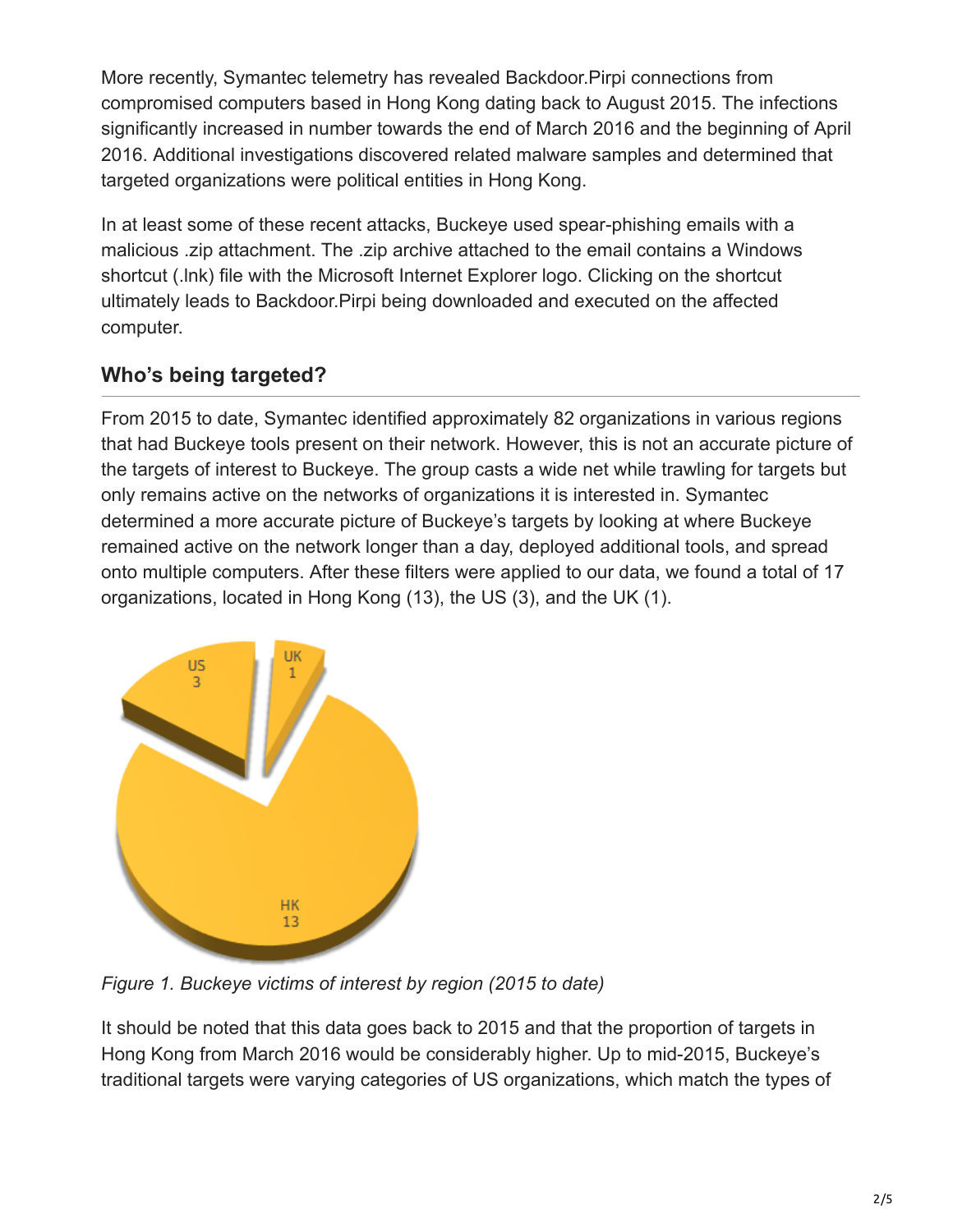More recently, Symantec telemetry has revealed Backdoor.Pirpi connections from compromised computers based in Hong Kong dating back to August 2015. The infections significantly increased in number towards the end of March 2016 and the beginning of April 2016. Additional investigations discovered related malware samples and determined that targeted organizations were political entities in Hong Kong.

In at least some of these recent attacks, Buckeye used spear-phishing emails with a malicious .zip attachment. The .zip archive attached to the email contains a Windows shortcut (.lnk) file with the Microsoft Internet Explorer logo. Clicking on the shortcut ultimately leads to Backdoor.Pirpi being downloaded and executed on the affected computer.

## Who's being targeted?

From 2015 to date, Symantec identified approximately 82 organizations in various regions that had Buckeye tools present on their network. However, this is not an accurate picture of the targets of interest to Buckeye. The group casts a wide net while trawling for targets but only remains active on the networks of organizations it is interested in. Symantec determined a more accurate picture of Buckeye's targets by looking at where Buckeye remained active on the network longer than a day, deployed additional tools, and spread onto multiple computers. After these filters were applied to our data, we found a total of 17 organizations, located in Hong Kong (13), the US (3), and the UK (1).

US 3

UK 1

HK 13

*Figure 1. Buckeye victims of interest by region (2015 to date)*

It should be noted that this data goes back to 2015 and that the proportion of targets in Hong Kong from March 2016 would be considerably higher. Up to mid-2015, Buckeye's traditional targets were varying categories of US organizations, which match the types of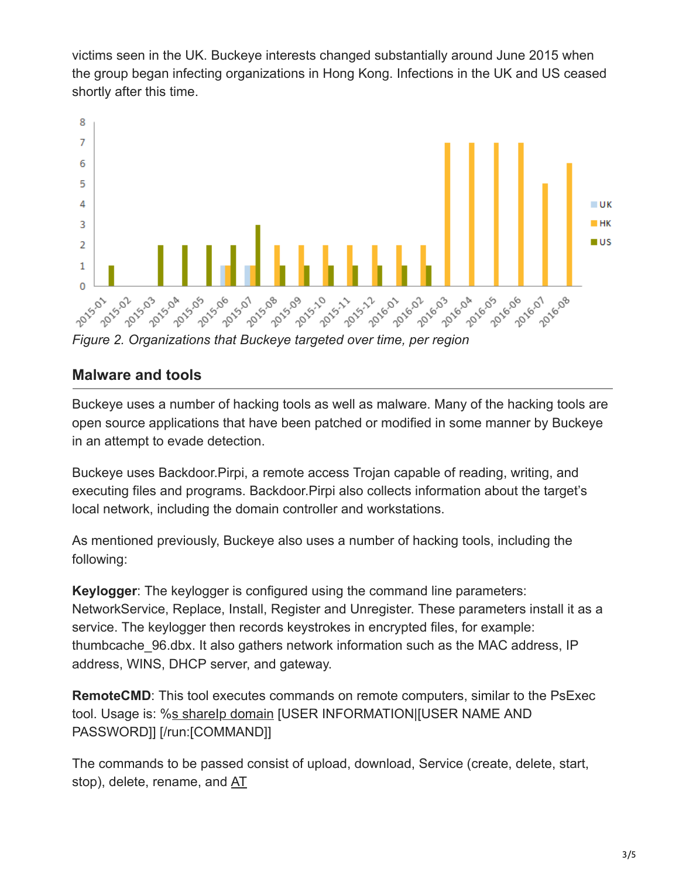victims seen in the UK. Buckeye interests changed substantially around June 2015 when the group began infecting organizations in Hong Kong. Infections in the UK and US ceased shortly after this time.

*Figure 2. Organizations that Buckeye targeted over time, per region*

## Malware and tools

Buckeye uses a number of hacking tools as well as malware. Many of the hacking tools are open source applications that have been patched or modified in some manner by Buckeye in an attempt to evade detection.

Buckeye uses Backdoor.Pirpi, a remote access Trojan capable of reading, writing, and executing files and programs. Backdoor.Pirpi also collects information about the target's local network, including the domain controller and workstations.

As mentioned previously, Buckeye also uses a number of hacking tools, including the following:

**Keylogger**: The keylogger is configured using the command line parameters: NetworkService, Replace, Install, Register and Unregister. These parameters install it as a service. The keylogger then records keystrokes in encrypted files, for example: thumbcache_96.dbx. It also gathers network information such as the MAC address, IP address, WINS, DHCP server, and gateway.

**RemoteCMD**: This tool executes commands on remote computers, similar to the PsExec tool. Usage is: %s shareIp domain [USER INFORMATION|[USER NAME AND PASSWORD]] [/run:[COMMAND]]

The commands to be passed consist of upload, download, Service (create, delete, start, stop), delete, rename, and AT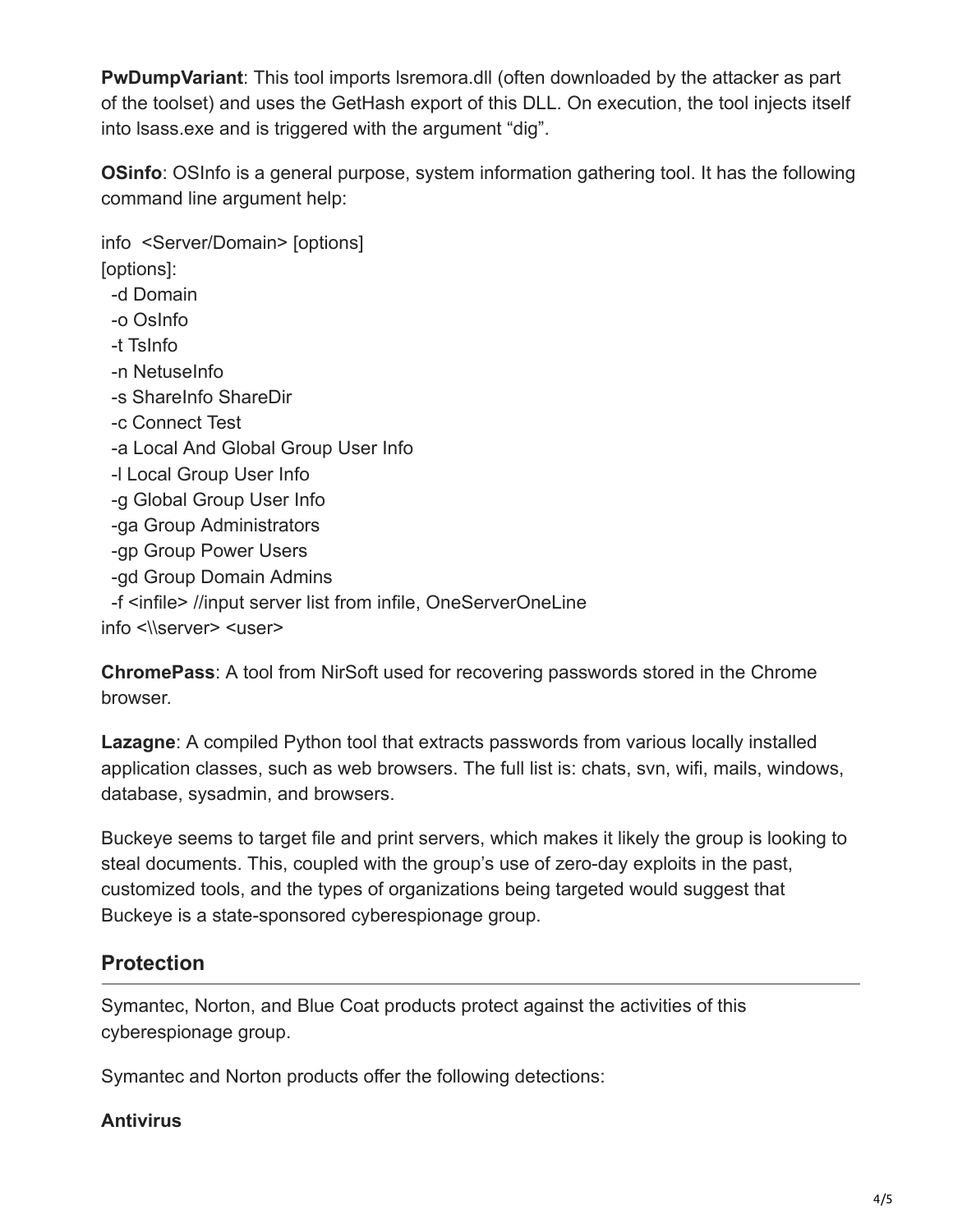**PwDumpVariant**: This tool imports lsremora.dll (often downloaded by the attacker as part of the toolset) and uses the GetHash export of this DLL. On execution, the tool injects itself into lsass.exe and is triggered with the argument "dig".

**OSinfo**: OSInfo is a general purpose, system information gathering tool. It has the following command line argument help:

```
info  <Server/Domain> [options]
[options]:
  -d Domain
  -o OsInfo
  -t TsInfo
  -n NetuseInfo
  -s ShareInfo ShareDir
  -c Connect Test
  -a Local And Global Group User Info
  -l Local Group User Info
  -g Global Group User Info
  -ga Group Administrators
  -gp Group Power Users
  -gd Group Domain Admins
  -f <infile> //input server list from infile, OneServerOneLine
info <\\server> <user>
```

**ChromePass**: A tool from NirSoft used for recovering passwords stored in the Chrome browser.

**Lazagne**: A compiled Python tool that extracts passwords from various locally installed application classes, such as web browsers. The full list is: chats, svn, wifi, mails, windows, database, sysadmin, and browsers.

Buckeye seems to target file and print servers, which makes it likely the group is looking to steal documents. This, coupled with the group's use of zero-day exploits in the past, customized tools, and the types of organizations being targeted would suggest that Buckeye is a state-sponsored cyberespionage group.

## Protection

Symantec, Norton, and Blue Coat products protect against the activities of this cyberespionage group.

Symantec and Norton products offer the following detections:

**Antivirus**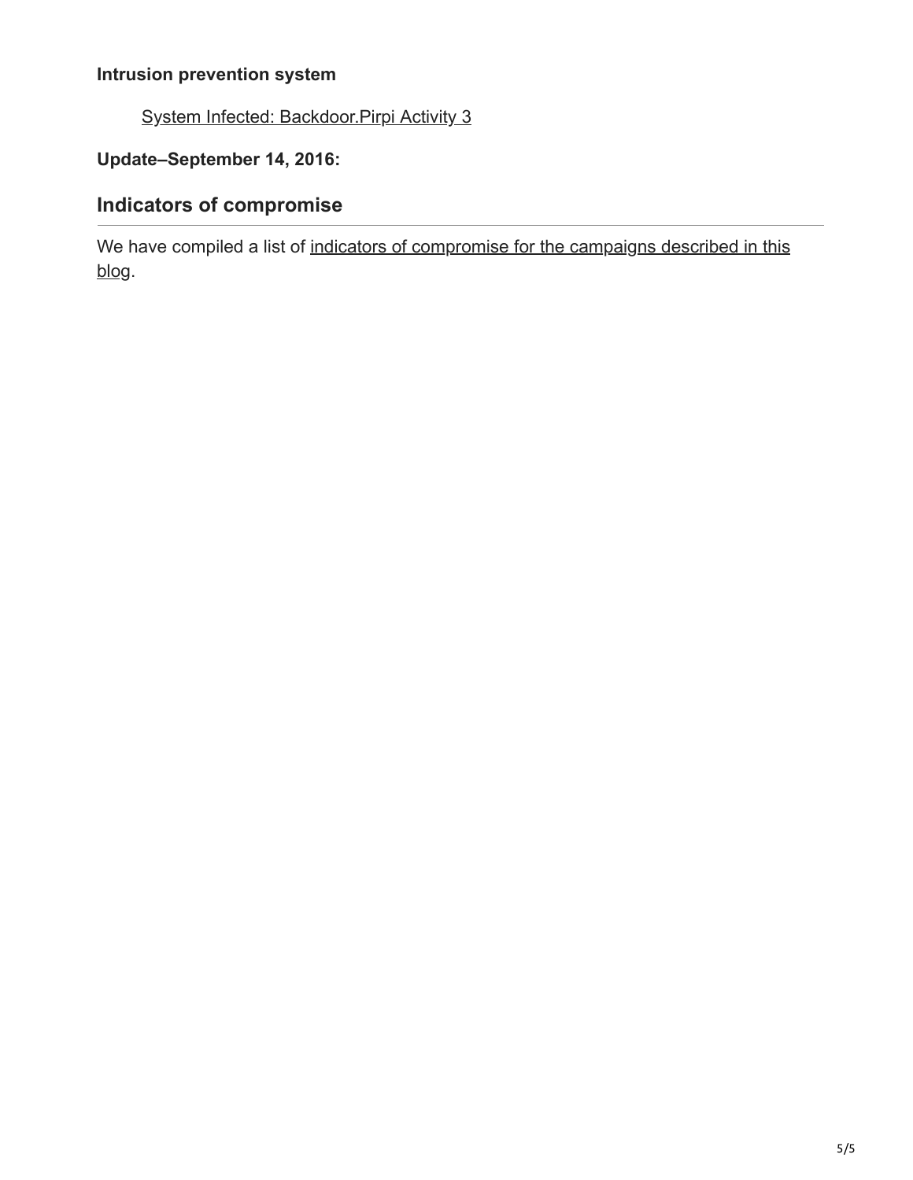**Intrusion prevention system**

System Infected: Backdoor.Pirpi Activity 3

**Update–September 14, 2016:**

## Indicators of compromise

We have compiled a list of indicators of compromise for the campaigns described in this blog.